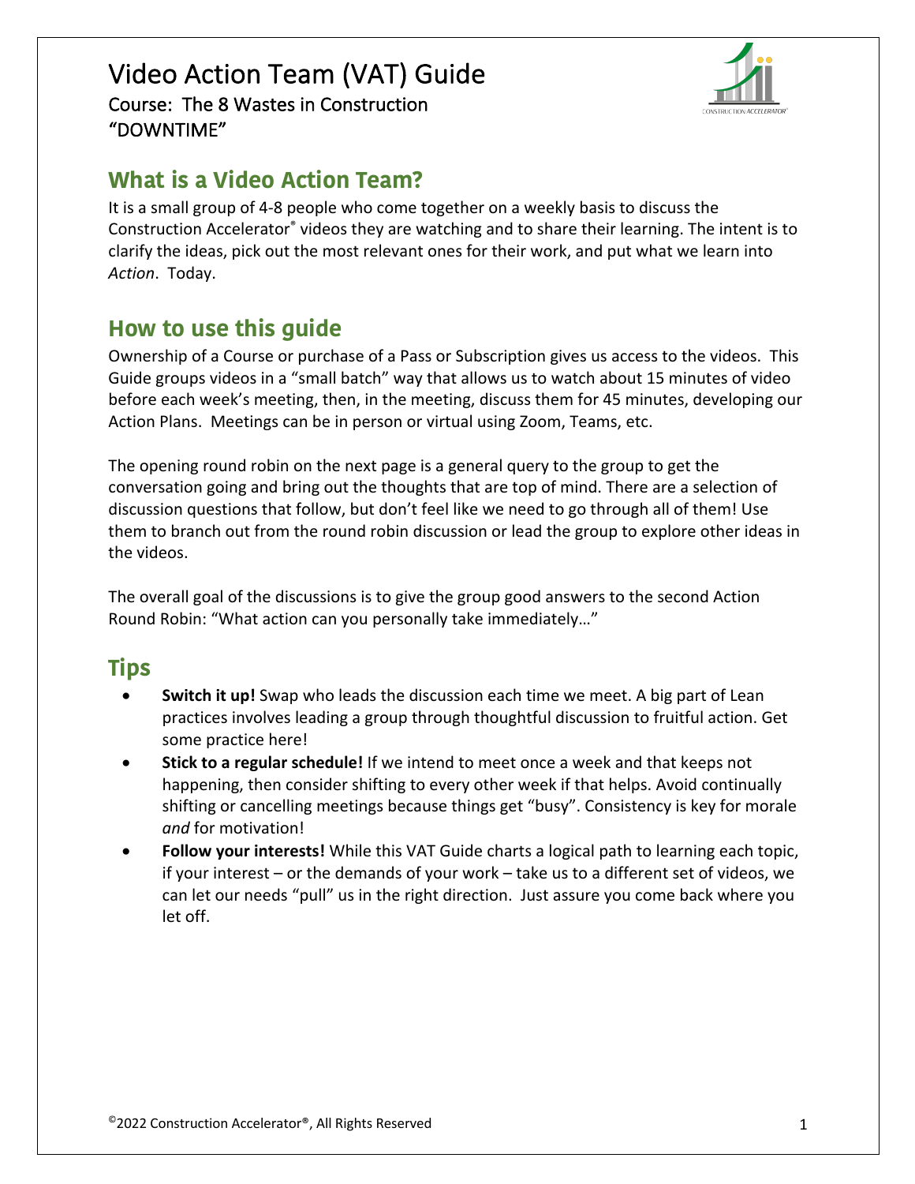# Video Action Team (VAT) Guide

Course: The 8 Wastes in Construction
"DOWNTIME"

## What is a Video Action Team?

It is a small group of 4-8 people who come together on a weekly basis to discuss the Construction Accelerator® videos they are watching and to share their learning. The intent is to clarify the ideas, pick out the most relevant ones for their work, and put what we learn into *Action*. Today.

## How to use this guide

Ownership of a Course or purchase of a Pass or Subscription gives us access to the videos. This Guide groups videos in a "small batch" way that allows us to watch about 15 minutes of video before each week's meeting, then, in the meeting, discuss them for 45 minutes, developing our Action Plans. Meetings can be in person or virtual using Zoom, Teams, etc.

The opening round robin on the next page is a general query to the group to get the conversation going and bring out the thoughts that are top of mind. There are a selection of discussion questions that follow, but don't feel like we need to go through all of them! Use them to branch out from the round robin discussion or lead the group to explore other ideas in the videos.

The overall goal of the discussions is to give the group good answers to the second Action Round Robin: "What action can you personally take immediately…"

## Tips

- **Switch it up!** Swap who leads the discussion each time we meet. A big part of Lean practices involves leading a group through thoughtful discussion to fruitful action. Get some practice here!
- **Stick to a regular schedule!** If we intend to meet once a week and that keeps not happening, then consider shifting to every other week if that helps. Avoid continually shifting or cancelling meetings because things get "busy". Consistency is key for morale *and* for motivation!
- **Follow your interests!** While this VAT Guide charts a logical path to learning each topic, if your interest – or the demands of your work – take us to a different set of videos, we can let our needs "pull" us in the right direction. Just assure you come back where you let off.

©2022 Construction Accelerator®, All Rights Reserved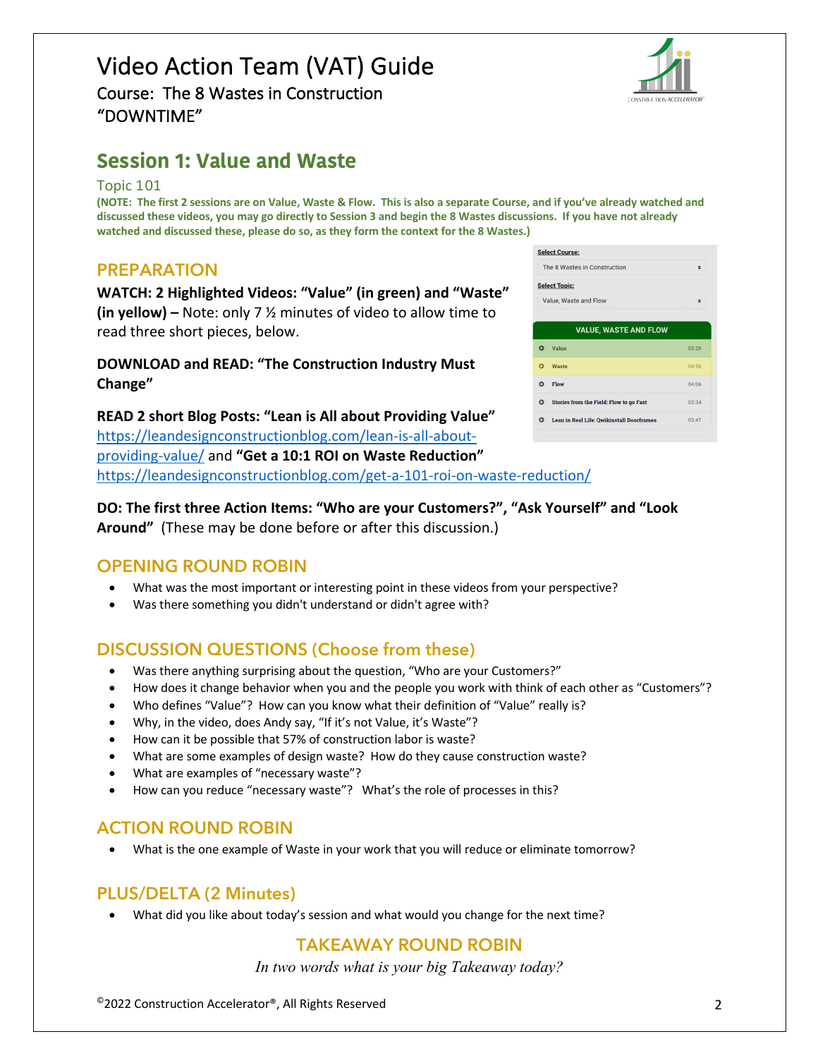# Video Action Team (VAT) Guide

Course: The 8 Wastes in Construction
"DOWNTIME"

## Session 1: Value and Waste

Topic 101

**(NOTE: The first 2 sessions are on Value, Waste & Flow. This is also a separate Course, and if you've already watched and discussed these videos, you may go directly to Session 3 and begin the 8 Wastes discussions. If you have not already watched and discussed these, please do so, as they form the context for the 8 Wastes.)**

### PREPARATION

**WATCH: 2 Highlighted Videos: "Value" (in green) and "Waste" (in yellow) –** Note: only 7 ½ minutes of video to allow time to read three short pieces, below.

**DOWNLOAD and READ: "The Construction Industry Must Change"**

**READ 2 short Blog Posts: "Lean is All about Providing Value"** https://leandesignconstructionblog.com/lean-is-all-about-providing-value/ and **"Get a 10:1 ROI on Waste Reduction"** https://leandesignconstructionblog.com/get-a-101-roi-on-waste-reduction/

Select Course: The 8 Wastes in Construction
Select Topic: Value, Waste and Flow

| VALUE, WASTE AND FLOW | |
|---|---|
| Value | 03:26 |
| Waste | 04:56 |
| Flow | 04:06 |
| Stories from the Field: Flow to go Fast | 03:34 |
| Lean in Real Life: Qwikinstall Doorframes | 03:41 |

**DO: The first three Action Items: "Who are your Customers?", "Ask Yourself" and "Look Around"** (These may be done before or after this discussion.)

### OPENING ROUND ROBIN

- What was the most important or interesting point in these videos from your perspective?
- Was there something you didn't understand or didn't agree with?

### DISCUSSION QUESTIONS (Choose from these)

- Was there anything surprising about the question, "Who are your Customers?"
- How does it change behavior when you and the people you work with think of each other as "Customers"?
- Who defines "Value"? How can you know what their definition of "Value" really is?
- Why, in the video, does Andy say, "If it's not Value, it's Waste"?
- How can it be possible that 57% of construction labor is waste?
- What are some examples of design waste? How do they cause construction waste?
- What are examples of "necessary waste"?
- How can you reduce "necessary waste"? What's the role of processes in this?

### ACTION ROUND ROBIN

- What is the one example of Waste in your work that you will reduce or eliminate tomorrow?

### PLUS/DELTA (2 Minutes)

- What did you like about today's session and what would you change for the next time?

### TAKEAWAY ROUND ROBIN

*In two words what is your big Takeaway today?*

©2022 Construction Accelerator®, All Rights Reserved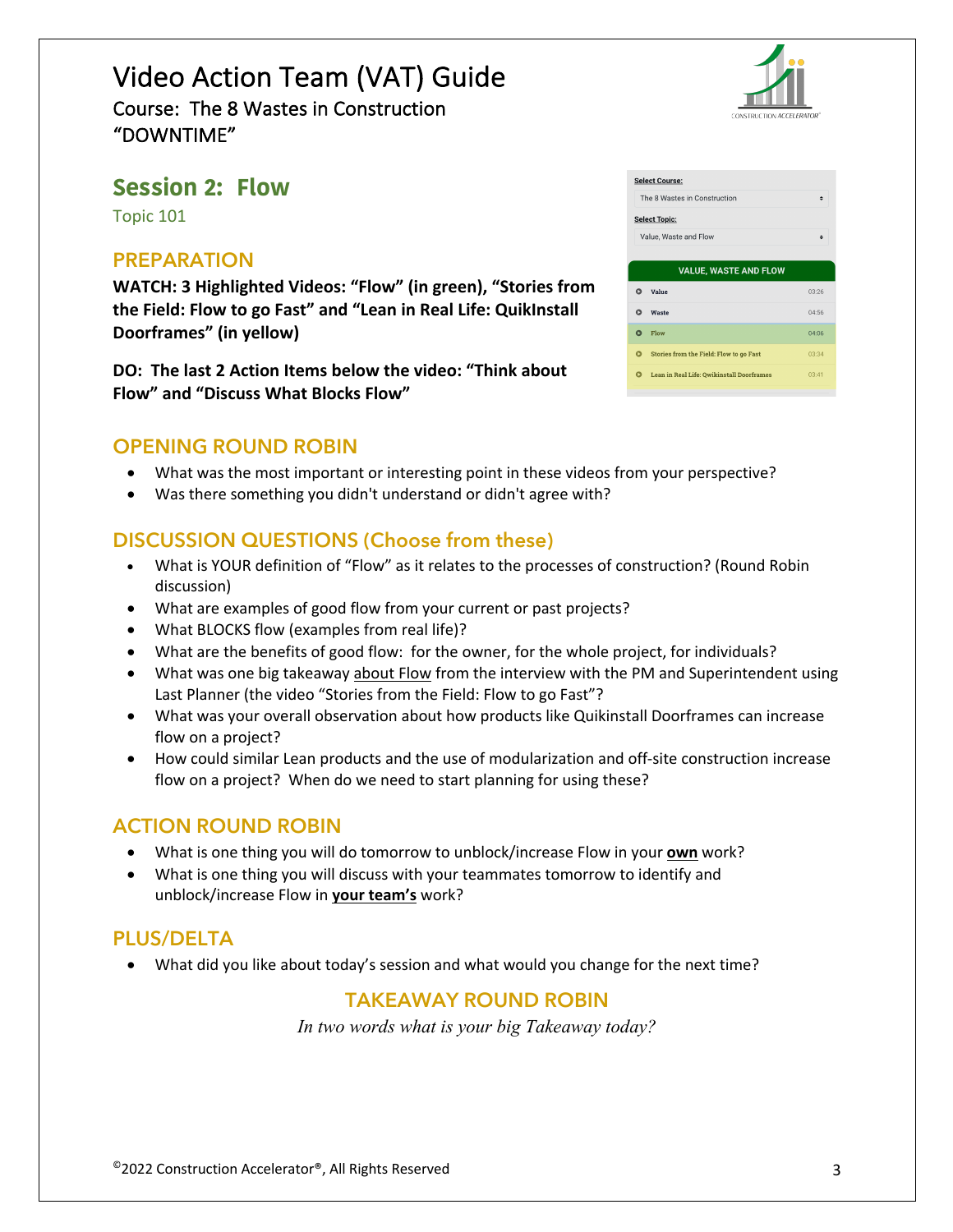# Video Action Team (VAT) Guide

Course: The 8 Wastes in Construction
"DOWNTIME"

## Session 2: Flow

Topic 101

### PREPARATION

**WATCH: 3 Highlighted Videos: "Flow" (in green), "Stories from the Field: Flow to go Fast" and "Lean in Real Life: QuikInstall Doorframes" (in yellow)**

**DO: The last 2 Action Items below the video: "Think about Flow" and "Discuss What Blocks Flow"**

Select Course:
The 8 Wastes in Construction

Select Topic:
Value, Waste and Flow

| VALUE, WASTE AND FLOW | |
|---|---|
| Value | 03:26 |
| Waste | 04:56 |
| Flow | 04:06 |
| Stories from the Field: Flow to go Fast | 03:34 |
| Lean in Real Life: Qwikinstall Doorframes | 03:41 |

### OPENING ROUND ROBIN

- What was the most important or interesting point in these videos from your perspective?
- Was there something you didn't understand or didn't agree with?

### DISCUSSION QUESTIONS (Choose from these)

- What is YOUR definition of "Flow" as it relates to the processes of construction? (Round Robin discussion)
- What are examples of good flow from your current or past projects?
- What BLOCKS flow (examples from real life)?
- What are the benefits of good flow: for the owner, for the whole project, for individuals?
- What was one big takeaway about Flow from the interview with the PM and Superintendent using Last Planner (the video "Stories from the Field: Flow to go Fast"?
- What was your overall observation about how products like Quikinstall Doorframes can increase flow on a project?
- How could similar Lean products and the use of modularization and off-site construction increase flow on a project? When do we need to start planning for using these?

### ACTION ROUND ROBIN

- What is one thing you will do tomorrow to unblock/increase Flow in your **own** work?
- What is one thing you will discuss with your teammates tomorrow to identify and unblock/increase Flow in **your team's** work?

### PLUS/DELTA

- What did you like about today's session and what would you change for the next time?

### TAKEAWAY ROUND ROBIN

*In two words what is your big Takeaway today?*

©2022 Construction Accelerator®, All Rights Reserved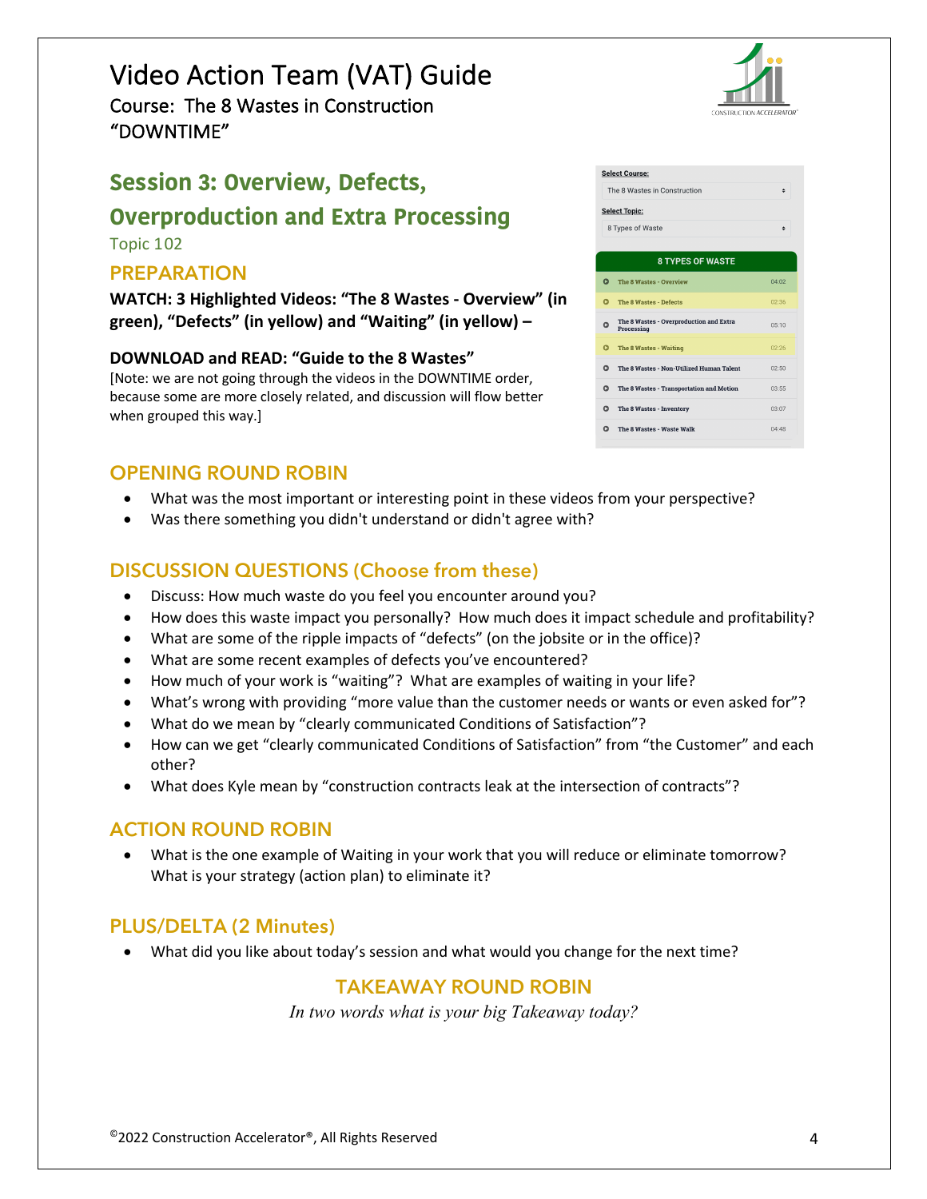# Video Action Team (VAT) Guide

Course: The 8 Wastes in Construction
"DOWNTIME"

## Session 3: Overview, Defects, Overproduction and Extra Processing

Topic 102

### PREPARATION

**WATCH: 3 Highlighted Videos: "The 8 Wastes - Overview" (in green), "Defects" (in yellow) and "Waiting" (in yellow) –**

**DOWNLOAD and READ: "Guide to the 8 Wastes"**

[Note: we are not going through the videos in the DOWNTIME order, because some are more closely related, and discussion will flow better when grouped this way.]

Select Course: The 8 Wastes in Construction

Select Topic: 8 Types of Waste

| 8 TYPES OF WASTE | |
|---|---|
| The 8 Wastes - Overview | 04:02 |
| The 8 Wastes - Defects | 02:36 |
| The 8 Wastes - Overproduction and Extra Processing | 05:10 |
| The 8 Wastes - Waiting | 02:26 |
| The 8 Wastes - Non-Utilized Human Talent | 02:50 |
| The 8 Wastes - Transportation and Motion | 03:55 |
| The 8 Wastes - Inventory | 03:07 |
| The 8 Wastes - Waste Walk | 04:48 |

### OPENING ROUND ROBIN

- What was the most important or interesting point in these videos from your perspective?
- Was there something you didn't understand or didn't agree with?

### DISCUSSION QUESTIONS (Choose from these)

- Discuss: How much waste do you feel you encounter around you?
- How does this waste impact you personally? How much does it impact schedule and profitability?
- What are some of the ripple impacts of "defects" (on the jobsite or in the office)?
- What are some recent examples of defects you've encountered?
- How much of your work is "waiting"? What are examples of waiting in your life?
- What's wrong with providing "more value than the customer needs or wants or even asked for"?
- What do we mean by "clearly communicated Conditions of Satisfaction"?
- How can we get "clearly communicated Conditions of Satisfaction" from "the Customer" and each other?
- What does Kyle mean by "construction contracts leak at the intersection of contracts"?

### ACTION ROUND ROBIN

- What is the one example of Waiting in your work that you will reduce or eliminate tomorrow? What is your strategy (action plan) to eliminate it?

### PLUS/DELTA (2 Minutes)

- What did you like about today's session and what would you change for the next time?

### TAKEAWAY ROUND ROBIN

*In two words what is your big Takeaway today?*

©2022 Construction Accelerator®, All Rights Reserved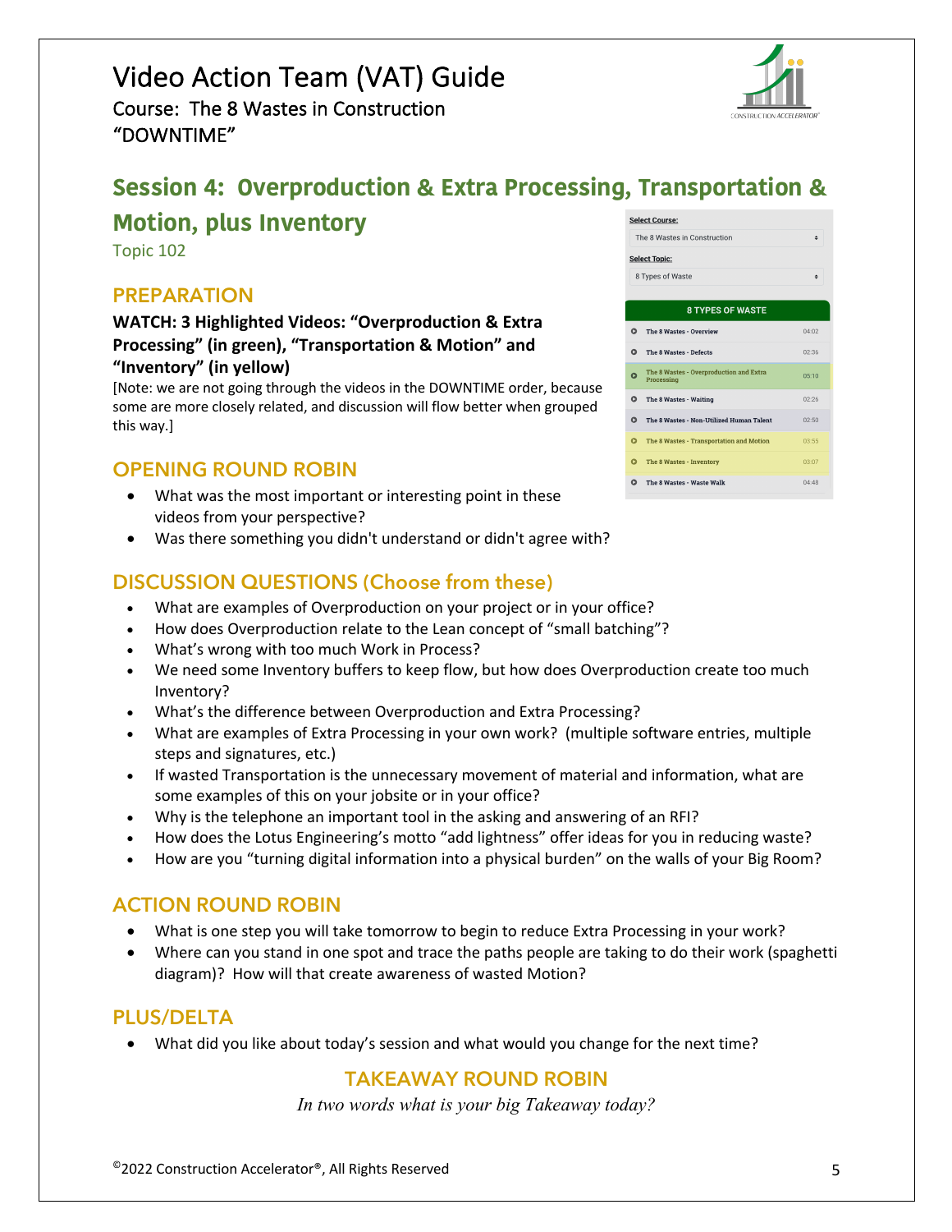# Video Action Team (VAT) Guide

Course: The 8 Wastes in Construction
"DOWNTIME"

## Session 4: Overproduction & Extra Processing, Transportation & Motion, plus Inventory

Topic 102

### PREPARATION

**WATCH: 3 Highlighted Videos: "Overproduction & Extra Processing" (in green), "Transportation & Motion" and "Inventory" (in yellow)**

[Note: we are not going through the videos in the DOWNTIME order, because some are more closely related, and discussion will flow better when grouped this way.]

Select Course: The 8 Wastes in Construction

Select Topic: 8 Types of Waste

| 8 TYPES OF WASTE | |
|---|---|
| The 8 Wastes - Overview | 04:02 |
| The 8 Wastes - Defects | 02:36 |
| The 8 Wastes - Overproduction and Extra Processing | 05:10 |
| The 8 Wastes - Waiting | 02:26 |
| The 8 Wastes - Non-Utilized Human Talent | 02:50 |
| The 8 Wastes - Transportation and Motion | 03:55 |
| The 8 Wastes - Inventory | 03:07 |
| The 8 Wastes - Waste Walk | 04:48 |

### OPENING ROUND ROBIN

- What was the most important or interesting point in these videos from your perspective?
- Was there something you didn't understand or didn't agree with?

### DISCUSSION QUESTIONS (Choose from these)

- What are examples of Overproduction on your project or in your office?
- How does Overproduction relate to the Lean concept of "small batching"?
- What's wrong with too much Work in Process?
- We need some Inventory buffers to keep flow, but how does Overproduction create too much Inventory?
- What's the difference between Overproduction and Extra Processing?
- What are examples of Extra Processing in your own work? (multiple software entries, multiple steps and signatures, etc.)
- If wasted Transportation is the unnecessary movement of material and information, what are some examples of this on your jobsite or in your office?
- Why is the telephone an important tool in the asking and answering of an RFI?
- How does the Lotus Engineering's motto "add lightness" offer ideas for you in reducing waste?
- How are you "turning digital information into a physical burden" on the walls of your Big Room?

### ACTION ROUND ROBIN

- What is one step you will take tomorrow to begin to reduce Extra Processing in your work?
- Where can you stand in one spot and trace the paths people are taking to do their work (spaghetti diagram)? How will that create awareness of wasted Motion?

### PLUS/DELTA

- What did you like about today's session and what would you change for the next time?

### TAKEAWAY ROUND ROBIN

*In two words what is your big Takeaway today?*

©2022 Construction Accelerator®, All Rights Reserved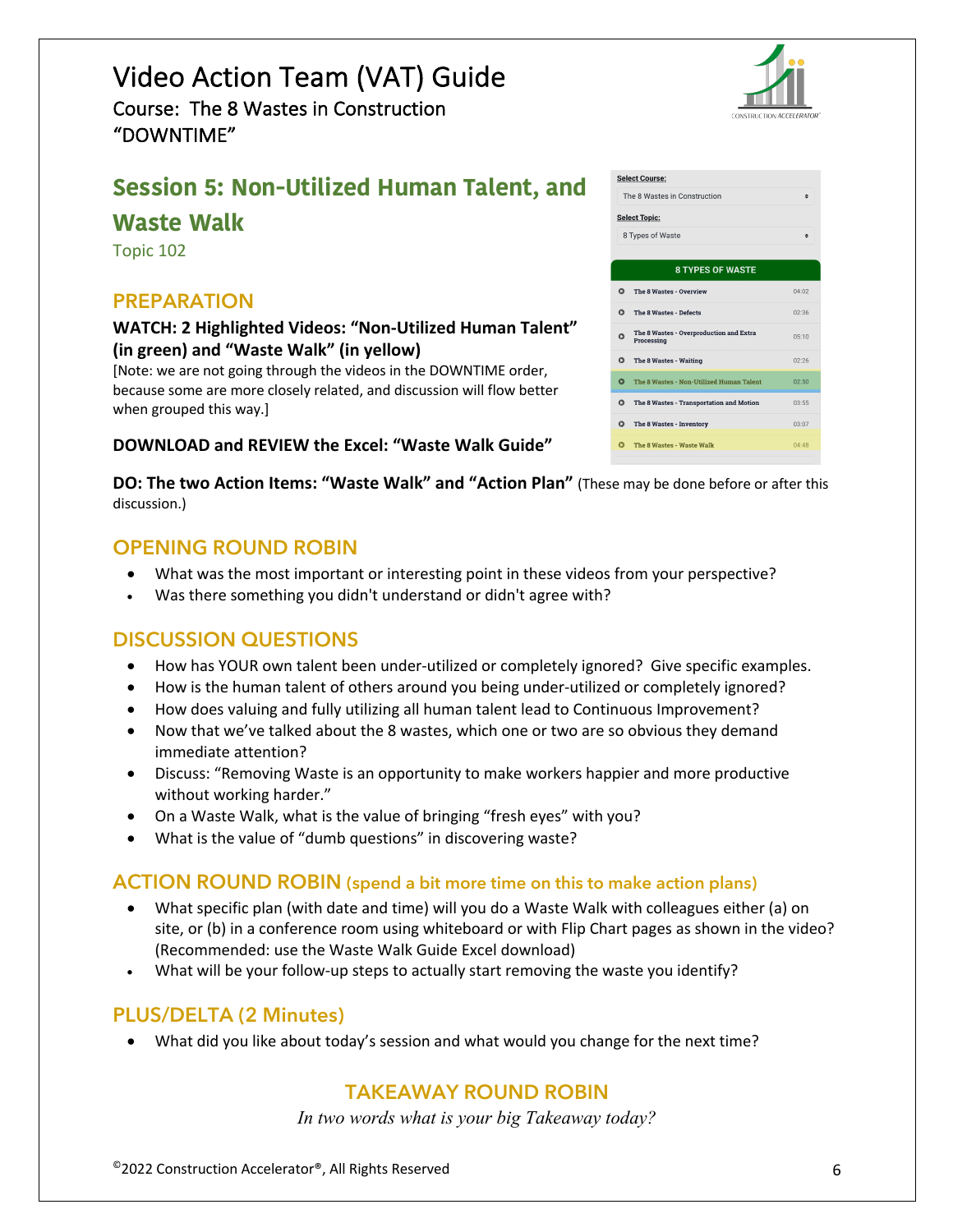# Video Action Team (VAT) Guide

Course: The 8 Wastes in Construction
"DOWNTIME"

## Session 5: Non-Utilized Human Talent, and Waste Walk

Topic 102

Select Course:
The 8 Wastes in Construction
Select Topic:
8 Types of Waste

8 TYPES OF WASTE
The 8 Wastes - Overview 04:02
The 8 Wastes - Defects 02:36
The 8 Wastes - Overproduction and Extra Processing 05:10
The 8 Wastes - Waiting 02:26
The 8 Wastes - Non-Utilized Human Talent 02:50
The 8 Wastes - Transportation and Motion 03:55
The 8 Wastes - Inventory 03:07
The 8 Wastes - Waste Walk 04:48

### PREPARATION

**WATCH: 2 Highlighted Videos: "Non-Utilized Human Talent" (in green) and "Waste Walk" (in yellow)**
[Note: we are not going through the videos in the DOWNTIME order, because some are more closely related, and discussion will flow better when grouped this way.]

**DOWNLOAD and REVIEW the Excel: "Waste Walk Guide"**

**DO: The two Action Items: "Waste Walk" and "Action Plan"** (These may be done before or after this discussion.)

### OPENING ROUND ROBIN

- What was the most important or interesting point in these videos from your perspective?
- Was there something you didn't understand or didn't agree with?

### DISCUSSION QUESTIONS

- How has YOUR own talent been under-utilized or completely ignored? Give specific examples.
- How is the human talent of others around you being under-utilized or completely ignored?
- How does valuing and fully utilizing all human talent lead to Continuous Improvement?
- Now that we've talked about the 8 wastes, which one or two are so obvious they demand immediate attention?
- Discuss: "Removing Waste is an opportunity to make workers happier and more productive without working harder."
- On a Waste Walk, what is the value of bringing "fresh eyes" with you?
- What is the value of "dumb questions" in discovering waste?

### ACTION ROUND ROBIN (spend a bit more time on this to make action plans)

- What specific plan (with date and time) will you do a Waste Walk with colleagues either (a) on site, or (b) in a conference room using whiteboard or with Flip Chart pages as shown in the video? (Recommended: use the Waste Walk Guide Excel download)
- What will be your follow-up steps to actually start removing the waste you identify?

### PLUS/DELTA (2 Minutes)

- What did you like about today's session and what would you change for the next time?

### TAKEAWAY ROUND ROBIN

*In two words what is your big Takeaway today?*

©2022 Construction Accelerator®, All Rights Reserved